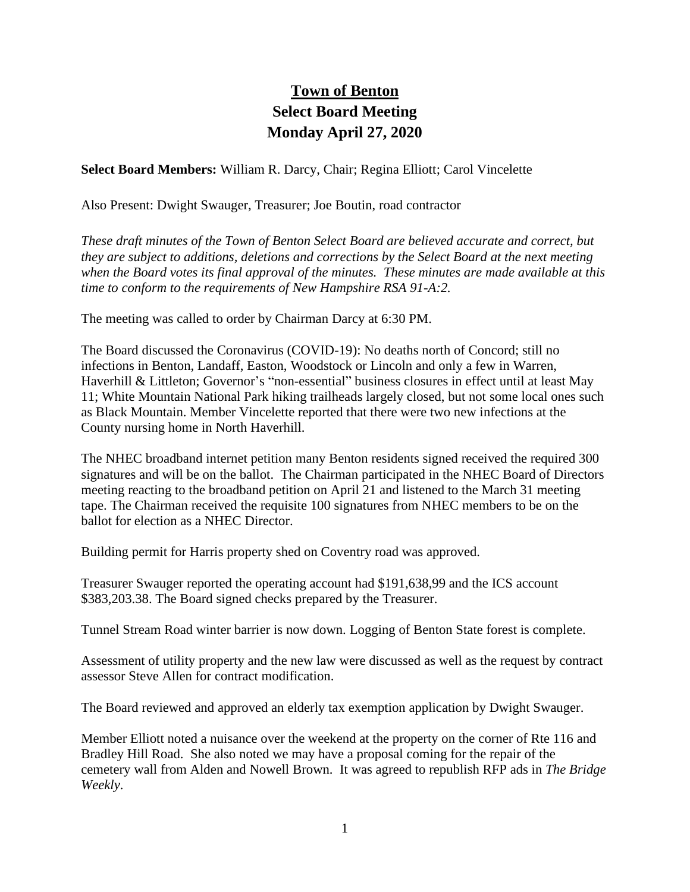# Town of Benton
## Select Board Meeting
## Monday April 27, 2020

**Select Board Members:** William R. Darcy, Chair; Regina Elliott; Carol Vincelette

Also Present: Dwight Swauger, Treasurer; Joe Boutin, road contractor

*These draft minutes of the Town of Benton Select Board are believed accurate and correct, but they are subject to additions, deletions and corrections by the Select Board at the next meeting when the Board votes its final approval of the minutes. These minutes are made available at this time to conform to the requirements of New Hampshire RSA 91-A:2.*

The meeting was called to order by Chairman Darcy at 6:30 PM.

The Board discussed the Coronavirus (COVID-19): No deaths north of Concord; still no infections in Benton, Landaff, Easton, Woodstock or Lincoln and only a few in Warren, Haverhill & Littleton; Governor's "non-essential" business closures in effect until at least May 11; White Mountain National Park hiking trailheads largely closed, but not some local ones such as Black Mountain. Member Vincelette reported that there were two new infections at the County nursing home in North Haverhill.

The NHEC broadband internet petition many Benton residents signed received the required 300 signatures and will be on the ballot. The Chairman participated in the NHEC Board of Directors meeting reacting to the broadband petition on April 21 and listened to the March 31 meeting tape. The Chairman received the requisite 100 signatures from NHEC members to be on the ballot for election as a NHEC Director.

Building permit for Harris property shed on Coventry road was approved.

Treasurer Swauger reported the operating account had $191,638,99 and the ICS account $383,203.38. The Board signed checks prepared by the Treasurer.

Tunnel Stream Road winter barrier is now down. Logging of Benton State forest is complete.

Assessment of utility property and the new law were discussed as well as the request by contract assessor Steve Allen for contract modification.

The Board reviewed and approved an elderly tax exemption application by Dwight Swauger.

Member Elliott noted a nuisance over the weekend at the property on the corner of Rte 116 and Bradley Hill Road. She also noted we may have a proposal coming for the repair of the cemetery wall from Alden and Nowell Brown. It was agreed to republish RFP ads in *The Bridge Weekly*.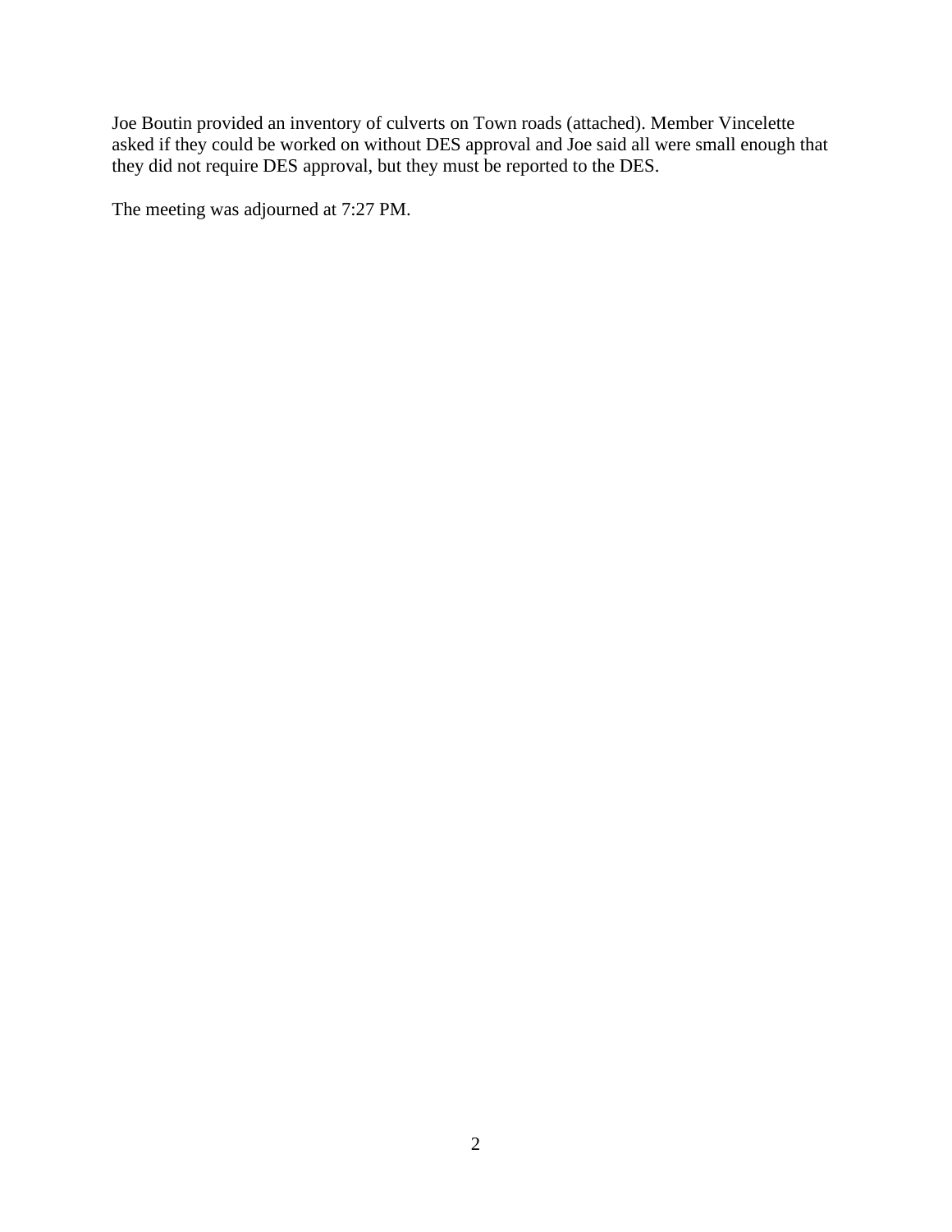Joe Boutin provided an inventory of culverts on Town roads (attached). Member Vincelette asked if they could be worked on without DES approval and Joe said all were small enough that they did not require DES approval, but they must be reported to the DES.

The meeting was adjourned at 7:27 PM.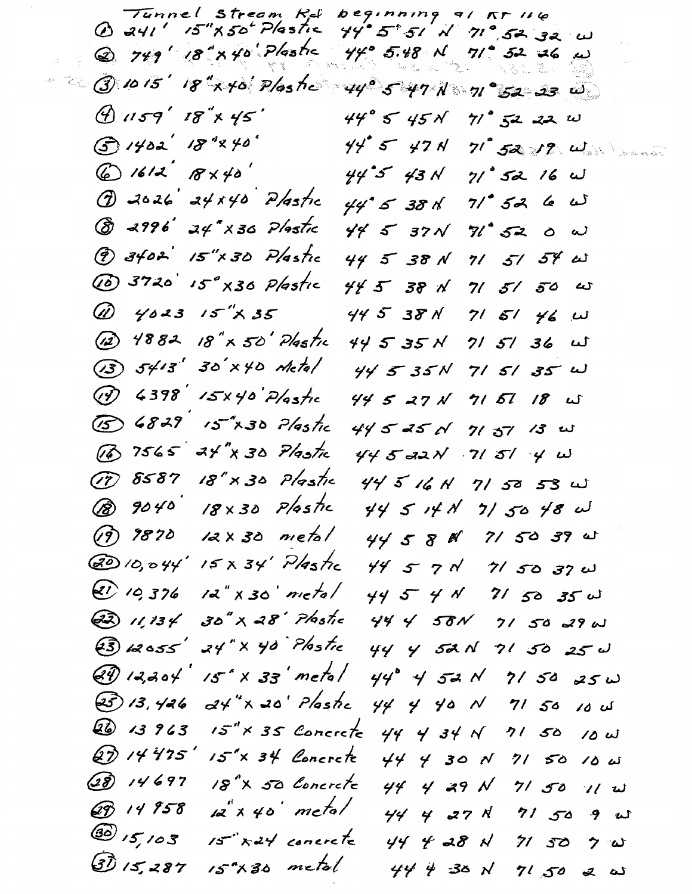Tunnel Stream Rd beginning at Rt 116

1. 241' 15"x50' Plastic 44° 5' 51 N 71° 52 32 W
2. 749' 18"x40' Plastic 44° 5.48 N 71° 52 26 W
3. 1015' 18"x40' Plastic 44° 5 47 N 71° 52 23 W
4. 1159' 18"x45' 44° 5 45 N 71° 52 22 W
5. 1402' 18"x40' 44° 5 47 N 71° 52 19 W
6. 1612' 18x40' 44° 5 43 N 71° 52 16 W
7. 2026' 24x40 Plastic 44° 5 38 N 71° 52 6 W
8. 2996' 24"x30 Plastic 44 5 37 N 71° 52 0 W
9. 3402' 15"x30 Plastic 44 5 38 N 71 51 54 W
10. 3720' 15"x30 Plastic 44 5 38 N 71 51 50 W
11. 4023 15"x35 44 5 38 N 71 51 46 W
12. 4882 18"x50' Plastic 44 5 35 N 71 51 36 W
13. 5413' 30'x40 Metal 44 5 35 N 71 51 35 W
14. 6398' 15x40' Plastic 44 5 27 N 71 51 18 W
15. 6829' 15"x30 Plastic 44 5 25 N 71 51 13 W
16. 7565 24"x30 Plastic 44 5 22 N 71 51 4 W
17. 8587 18"x30 Plastic 44 5 16 N 71 50 53 W
18. 9040' 18x30 Plastic 44 5 14 N 71 50 48 W
19. 9870 12x30 metal 44 5 8 N 71 50 39 W
20. 10,044' 15x34' Plastic 44 5 7 N 71 50 37 W
21. 10,376 12"x30' metal 44 5 4 N 71 50 35 W
22. 11,134 30"x28' Plastic 44 4 58 N 71 50 29 W
23. 12055' 24"x40' Plastic 44 4 52 N 71 50 25 W
24. 12,204' 15"x33' metal 44° 4 52 N 71 50 25 W
25. 13,426 24"x20' Plastic 44 4 40 N 71 50 10 W
26. 13963 15"x35 Concrete 44 4 34 N 71 50 10 W
27. 14475' 15"x34 Concrete 44 4 30 N 71 50 10 W
28. 14697 18"x50 Concrete 44 4 29 N 71 50 11 W
29. 14958 12"x40' metal 44 4 27 N 71 50 9 W
30. 15,103 15"x24 concrete 44 4 28 N 71 50 7 W
31. 15,287 15"x30 metal 44 4 30 N 71 50 2 W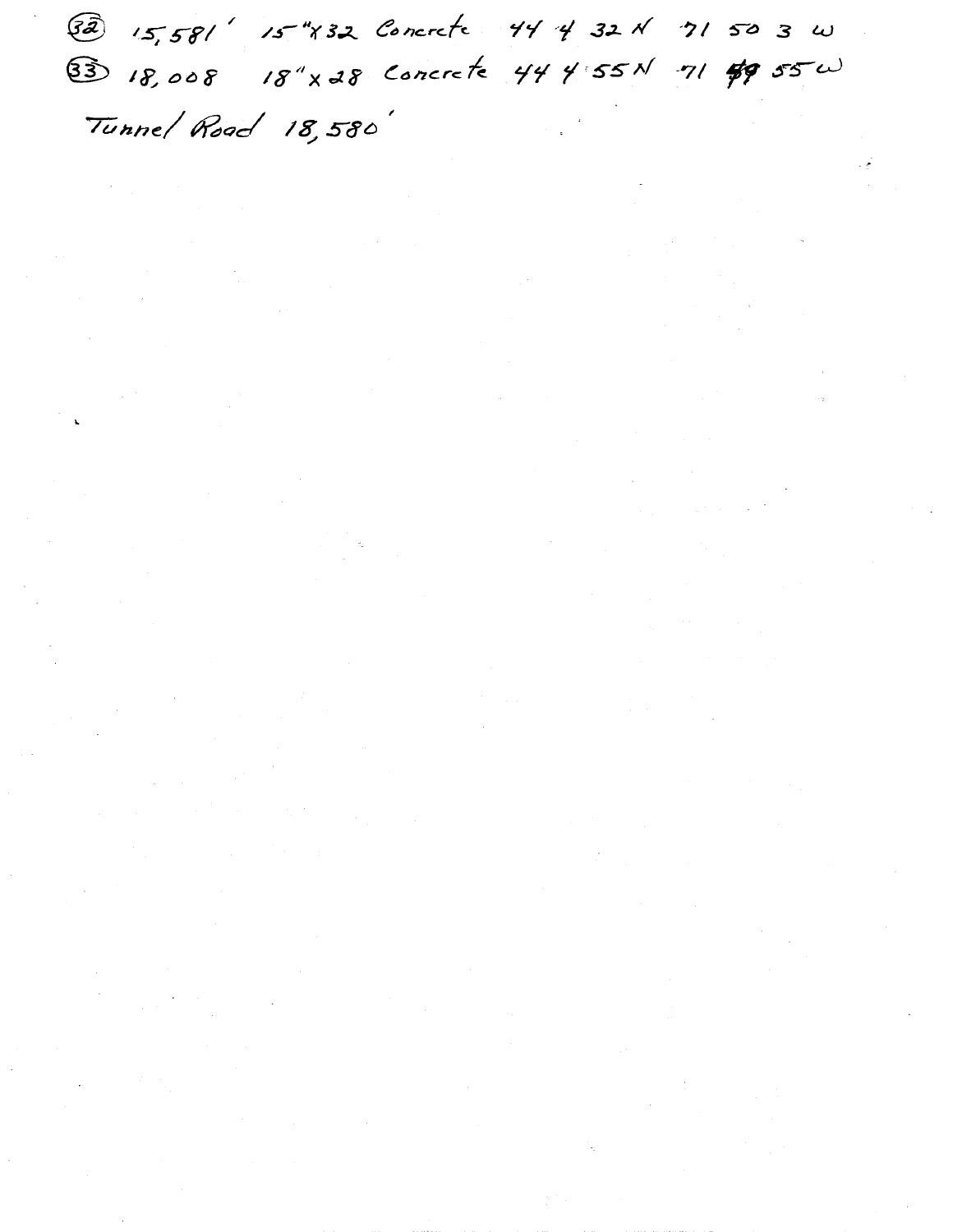(32) 15,581' 15"x32 Concrete 44 4 32 N 71 50 3 W

(33) 18,008 18"x28 Concrete 44 4 55 N 71 ~~49~~ 55 W

Tunnel Road 18,580'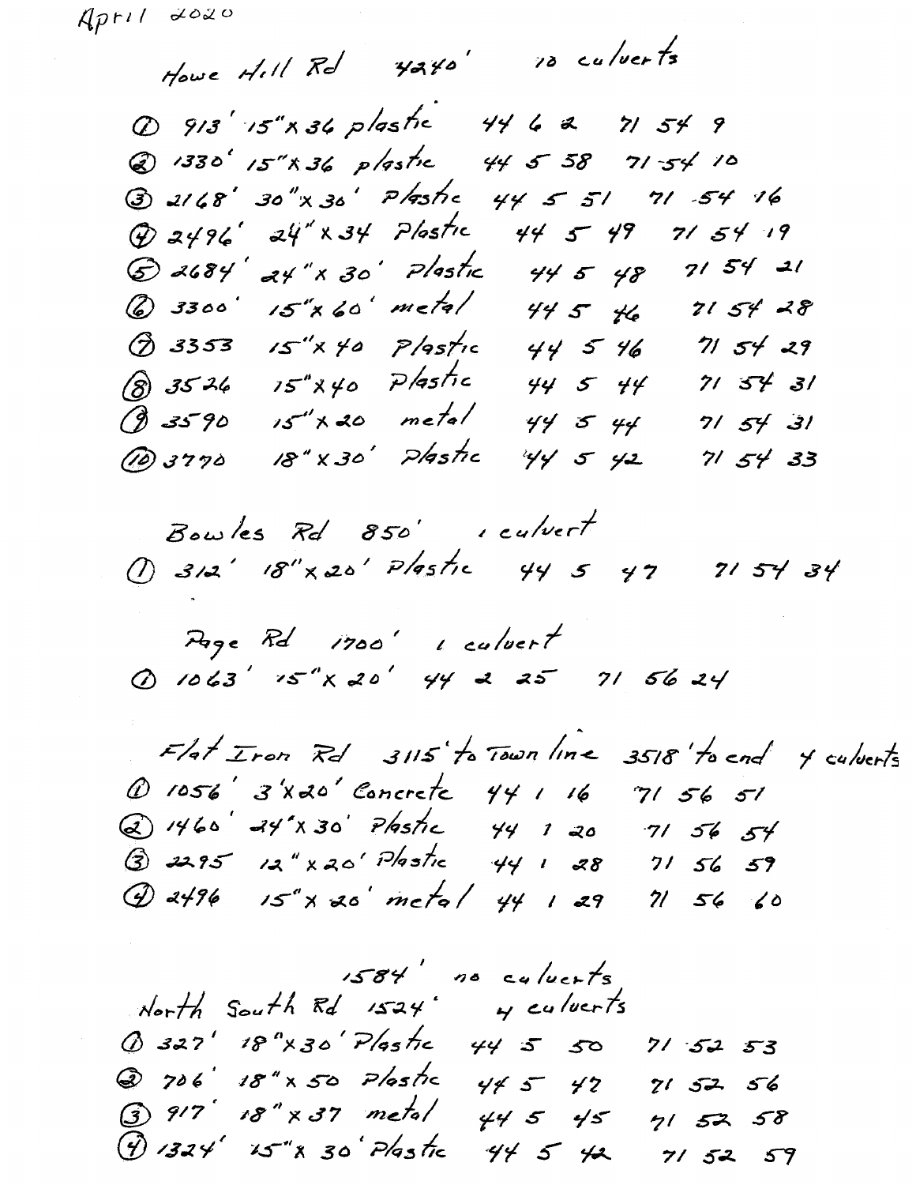April 2020

Howe Hill Rd 4240' 10 culverts

① 913' 15"x 36 plastic 44 6 2 71 54 9
② 1330' 15"x 36 plastic 44 5 58 71 54 10
③ 2168' 30"x 30' Plastic 44 5 51 71 54 16
④ 2496' 24"x 34 Plastic 44 5 49 71 54 19
⑤ 2684' 24"x 30' Plastic 44 5 48 71 54 21
⑥ 3300' 15"x 60' metal 44 5 46 71 54 28
⑦ 3353 15"x 40 Plastic 44 5 46 71 54 29
⑧ 3526 15"x 40 Plastic 44 5 44 71 54 31
⑨ 3590 15"x 20 metal 44 5 44 71 54 31
⑩ 3770 18"x 30' Plastic 44 5 42 71 54 33

Bowles Rd 850' 1 culvert

① 312' 18"x 20' Plastic 44 5 47 71 54 34

Page Rd 1700' 1 culvert

① 1063' 15"x 20' 44 2 25 71 56 24

Flat Iron Rd 3115' to Town line 3518' to end 4 culverts

① 1056' 3'x 20' Concrete 44 1 16 71 56 51
② 1460' 24"x 30' Plastic 44 1 20 71 56 54
③ 2295 12"x 20' Plastic 44 1 28 71 56 59
④ 2496 15"x 20' metal 44 1 29 71 56 60

1584' no culverts

North South Rd 1524' 4 culverts

① 327' 18"x 30' Plastic 44 5 50 71 52 53
② 706' 18"x 50 Plastic 44 5 47 71 52 56
③ 917' 18"x 37 metal 44 5 45 71 52 58
④ 1324' 15"x 30' Plastic 44 5 42 71 52 59